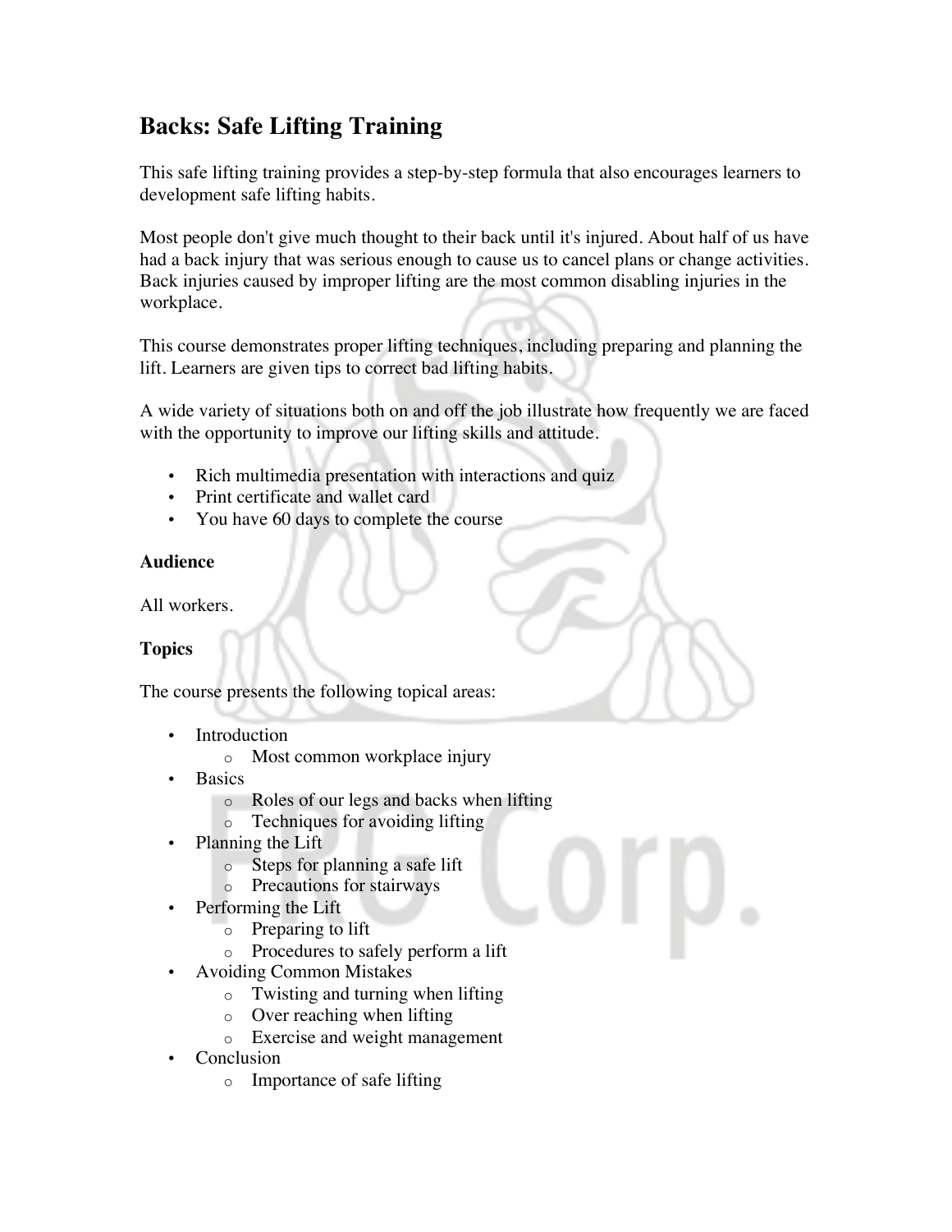# Backs: Safe Lifting Training

This safe lifting training provides a step-by-step formula that also encourages learners to development safe lifting habits.

Most people don't give much thought to their back until it's injured. About half of us have had a back injury that was serious enough to cause us to cancel plans or change activities. Back injuries caused by improper lifting are the most common disabling injuries in the workplace.

This course demonstrates proper lifting techniques, including preparing and planning the lift. Learners are given tips to correct bad lifting habits.

A wide variety of situations both on and off the job illustrate how frequently we are faced with the opportunity to improve our lifting skills and attitude.

- Rich multimedia presentation with interactions and quiz
- Print certificate and wallet card
- You have 60 days to complete the course

**Audience**

All workers.

**Topics**

The course presents the following topical areas:

- Introduction
  - Most common workplace injury
- Basics
  - Roles of our legs and backs when lifting
  - Techniques for avoiding lifting
- Planning the Lift
  - Steps for planning a safe lift
  - Precautions for stairways
- Performing the Lift
  - Preparing to lift
  - Procedures to safely perform a lift
- Avoiding Common Mistakes
  - Twisting and turning when lifting
  - Over reaching when lifting
  - Exercise and weight management
- Conclusion
  - Importance of safe lifting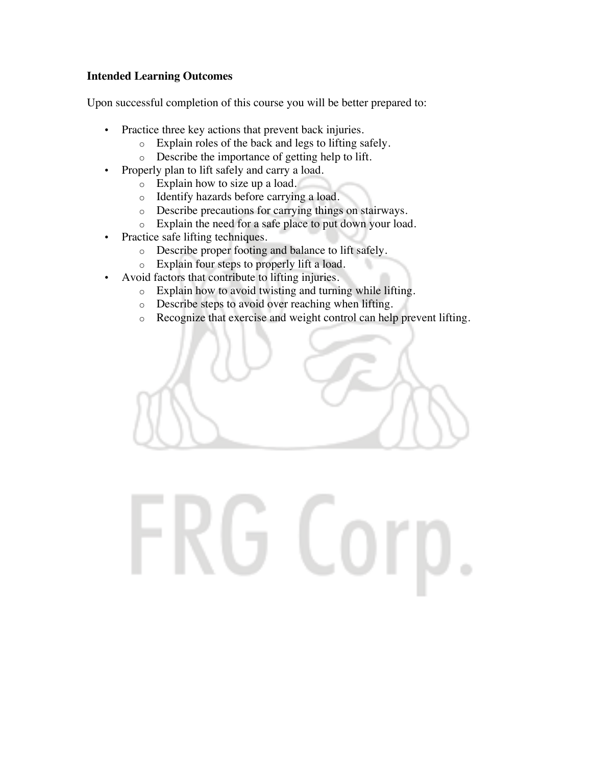**Intended Learning Outcomes**

Upon successful completion of this course you will be better prepared to:

- Practice three key actions that prevent back injuries.
  - Explain roles of the back and legs to lifting safely.
  - Describe the importance of getting help to lift.
- Properly plan to lift safely and carry a load.
  - Explain how to size up a load.
  - Identify hazards before carrying a load.
  - Describe precautions for carrying things on stairways.
  - Explain the need for a safe place to put down your load.
- Practice safe lifting techniques.
  - Describe proper footing and balance to lift safely.
  - Explain four steps to properly lift a load.
- Avoid factors that contribute to lifting injuries.
  - Explain how to avoid twisting and turning while lifting.
  - Describe steps to avoid over reaching when lifting.
  - Recognize that exercise and weight control can help prevent lifting.